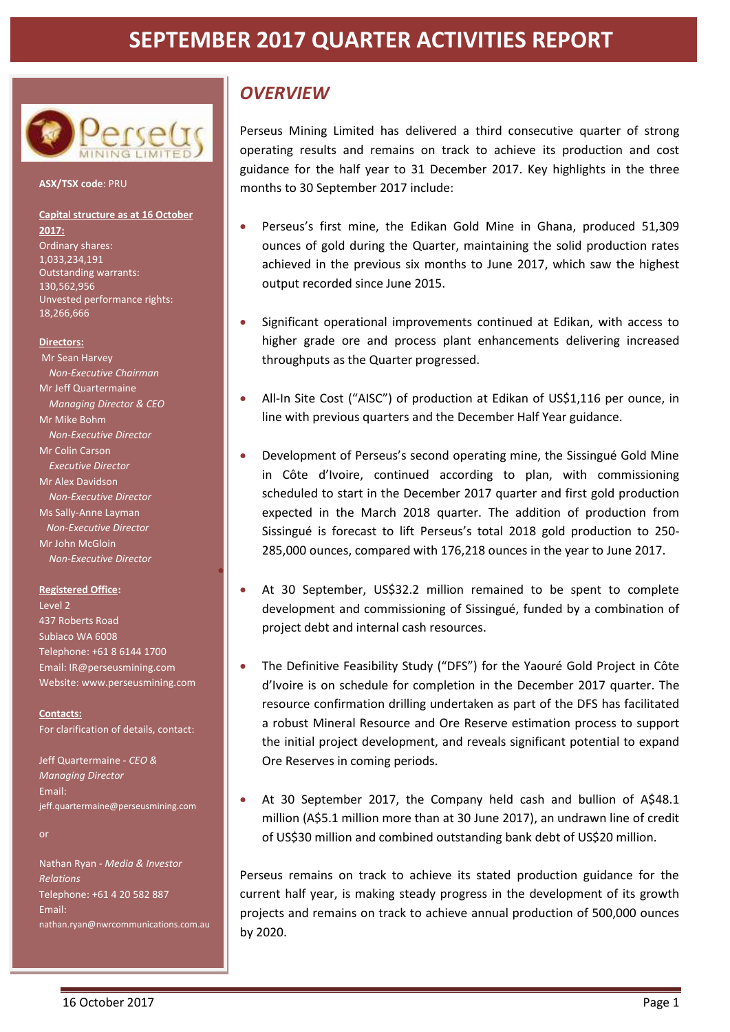# SEPTEMBER 2017 QUARTER ACTIVITIES REPORT

**ASX/TSX code**: PRU

**Capital structure as at 16 October 2017:**

Ordinary shares: 1,033,234,191

Outstanding warrants: 130,562,956

Unvested performance rights: 18,266,666

**Directors:**

Mr Sean Harvey
*Non-Executive Chairman*

Mr Jeff Quartermaine
*Managing Director & CEO*

Mr Mike Bohm
*Non-Executive Director*

Mr Colin Carson
*Executive Director*

Mr Alex Davidson
*Non-Executive Director*

Ms Sally-Anne Layman
*Non-Executive Director*

Mr John McGloin
*Non-Executive Director*

**Registered Office:**

Level 2
437 Roberts Road
Subiaco WA 6008
Telephone: +61 8 6144 1700
Email: IR@perseusmining.com
Website: www.perseusmining.com

**Contacts:**

For clarification of details, contact:

Jeff Quartermaine - *CEO & Managing Director*
Email: jeff.quartermaine@perseusmining.com

or

Nathan Ryan - *Media & Investor Relations*
Telephone: +61 4 20 582 887
Email: nathan.ryan@nwrcommunications.com.au

## *OVERVIEW*

Perseus Mining Limited has delivered a third consecutive quarter of strong operating results and remains on track to achieve its production and cost guidance for the half year to 31 December 2017. Key highlights in the three months to 30 September 2017 include:

- Perseus's first mine, the Edikan Gold Mine in Ghana, produced 51,309 ounces of gold during the Quarter, maintaining the solid production rates achieved in the previous six months to June 2017, which saw the highest output recorded since June 2015.
- Significant operational improvements continued at Edikan, with access to higher grade ore and process plant enhancements delivering increased throughputs as the Quarter progressed.
- All-In Site Cost ("AISC") of production at Edikan of US$1,116 per ounce, in line with previous quarters and the December Half Year guidance.
- Development of Perseus's second operating mine, the Sissingué Gold Mine in Côte d'Ivoire, continued according to plan, with commissioning scheduled to start in the December 2017 quarter and first gold production expected in the March 2018 quarter. The addition of production from Sissingué is forecast to lift Perseus's total 2018 gold production to 250-285,000 ounces, compared with 176,218 ounces in the year to June 2017.
- At 30 September, US$32.2 million remained to be spent to complete development and commissioning of Sissingué, funded by a combination of project debt and internal cash resources.
- The Definitive Feasibility Study ("DFS") for the Yaouré Gold Project in Côte d'Ivoire is on schedule for completion in the December 2017 quarter. The resource confirmation drilling undertaken as part of the DFS has facilitated a robust Mineral Resource and Ore Reserve estimation process to support the initial project development, and reveals significant potential to expand Ore Reserves in coming periods.
- At 30 September 2017, the Company held cash and bullion of A$48.1 million (A$5.1 million more than at 30 June 2017), an undrawn line of credit of US$30 million and combined outstanding bank debt of US$20 million.

Perseus remains on track to achieve its stated production guidance for the current half year, is making steady progress in the development of its growth projects and remains on track to achieve annual production of 500,000 ounces by 2020.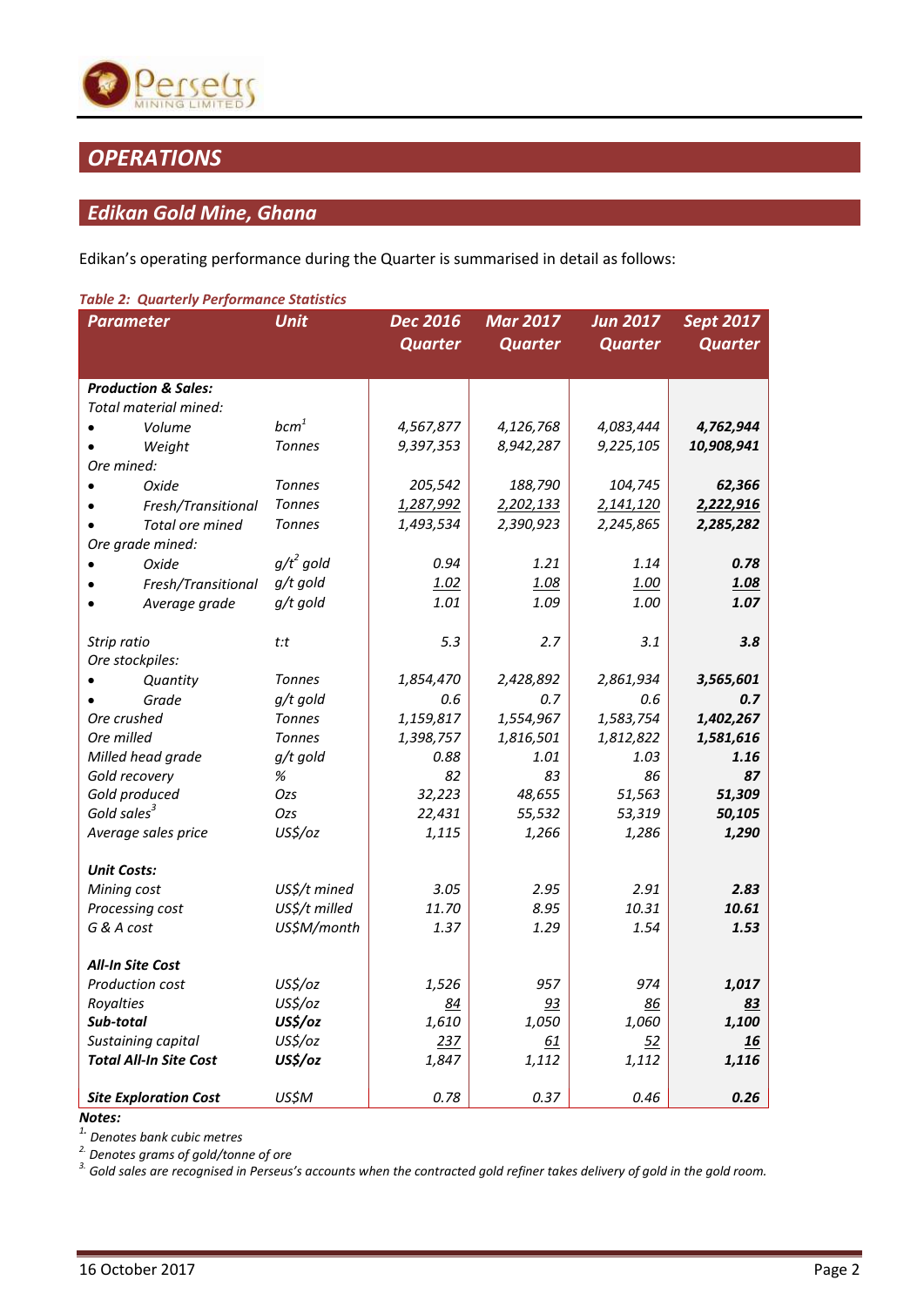# OPERATIONS

## Edikan Gold Mine, Ghana

Edikan's operating performance during the Quarter is summarised in detail as follows:

*Table 2: Quarterly Performance Statistics*

| Parameter | Unit | Dec 2016 Quarter | Mar 2017 Quarter | Jun 2017 Quarter | Sept 2017 Quarter |
|---|---|---|---|---|---|
| **Production & Sales:** | | | | | |
| Total material mined: | | | | | |
| • Volume | bcm[1] | 4,567,877 | 4,126,768 | 4,083,444 | **4,762,944** |
| • Weight | Tonnes | 9,397,353 | 8,942,287 | 9,225,105 | **10,908,941** |
| Ore mined: | | | | | |
| • Oxide | Tonnes | 205,542 | 188,790 | 104,745 | **62,366** |
| • Fresh/Transitional | Tonnes | 1,287,992 | 2,202,133 | 2,141,120 | **2,222,916** |
| • Total ore mined | Tonnes | 1,493,534 | 2,390,923 | 2,245,865 | **2,285,282** |
| Ore grade mined: | | | | | |
| • Oxide | g/t[2] gold | 0.94 | 1.21 | 1.14 | **0.78** |
| • Fresh/Transitional | g/t gold | 1.02 | 1.08 | 1.00 | **1.08** |
| • Average grade | g/t gold | 1.01 | 1.09 | 1.00 | **1.07** |
| Strip ratio | t:t | 5.3 | 2.7 | 3.1 | **3.8** |
| Ore stockpiles: | | | | | |
| • Quantity | Tonnes | 1,854,470 | 2,428,892 | 2,861,934 | **3,565,601** |
| • Grade | g/t gold | 0.6 | 0.7 | 0.6 | **0.7** |
| Ore crushed | Tonnes | 1,159,817 | 1,554,967 | 1,583,754 | **1,402,267** |
| Ore milled | Tonnes | 1,398,757 | 1,816,501 | 1,812,822 | **1,581,616** |
| Milled head grade | g/t gold | 0.88 | 1.01 | 1.03 | **1.16** |
| Gold recovery | % | 82 | 83 | 86 | **87** |
| Gold produced | Ozs | 32,223 | 48,655 | 51,563 | **51,309** |
| Gold sales[3] | Ozs | 22,431 | 55,532 | 53,319 | **50,105** |
| Average sales price | US$/oz | 1,115 | 1,266 | 1,286 | **1,290** |
| **Unit Costs:** | | | | | |
| Mining cost | US$/t mined | 3.05 | 2.95 | 2.91 | **2.83** |
| Processing cost | US$/t milled | 11.70 | 8.95 | 10.31 | **10.61** |
| G & A cost | US$M/month | 1.37 | 1.29 | 1.54 | **1.53** |
| **All-In Site Cost** | | | | | |
| Production cost | US$/oz | 1,526 | 957 | 974 | **1,017** |
| Royalties | US$/oz | 84 | 93 | 86 | **83** |
| **Sub-total** | **US$/oz** | 1,610 | 1,050 | 1,060 | **1,100** |
| Sustaining capital | US$/oz | 237 | 61 | 52 | **16** |
| **Total All-In Site Cost** | **US$/oz** | 1,847 | 1,112 | 1,112 | **1,116** |
| **Site Exploration Cost** | US$M | 0.78 | 0.37 | 0.46 | **0.26** |

**Notes:**

1. Denotes bank cubic metres
2. Denotes grams of gold/tonne of ore
3. Gold sales are recognised in Perseus's accounts when the contracted gold refiner takes delivery of gold in the gold room.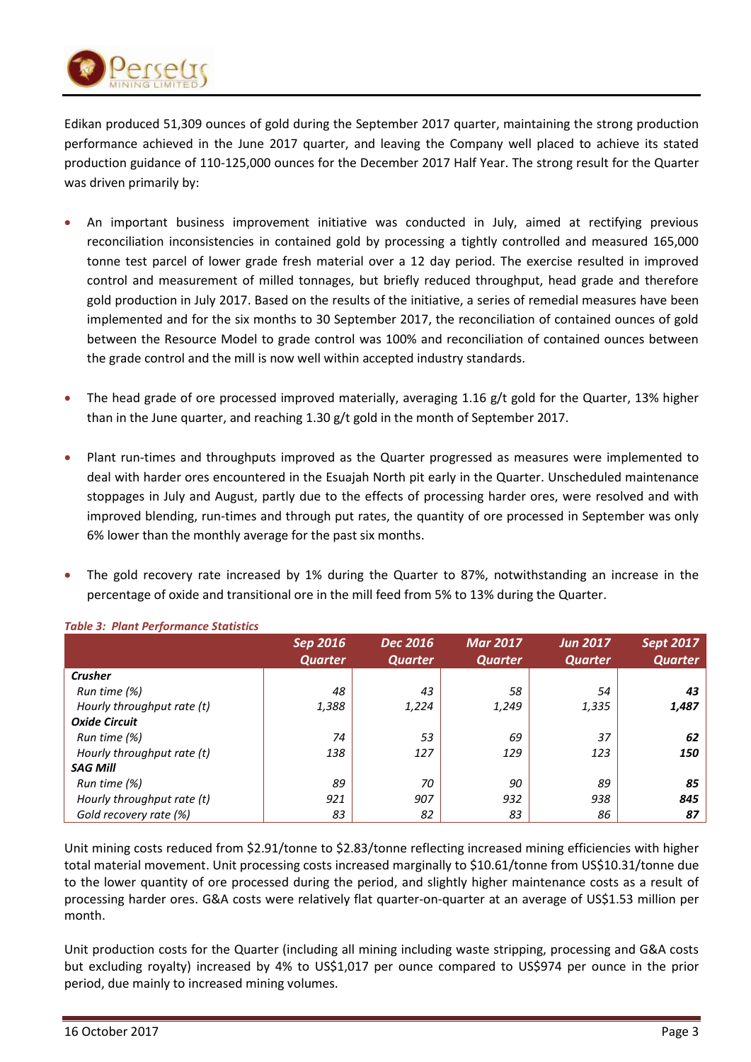Edikan produced 51,309 ounces of gold during the September 2017 quarter, maintaining the strong production performance achieved in the June 2017 quarter, and leaving the Company well placed to achieve its stated production guidance of 110-125,000 ounces for the December 2017 Half Year. The strong result for the Quarter was driven primarily by:

- An important business improvement initiative was conducted in July, aimed at rectifying previous reconciliation inconsistencies in contained gold by processing a tightly controlled and measured 165,000 tonne test parcel of lower grade fresh material over a 12 day period. The exercise resulted in improved control and measurement of milled tonnages, but briefly reduced throughput, head grade and therefore gold production in July 2017. Based on the results of the initiative, a series of remedial measures have been implemented and for the six months to 30 September 2017, the reconciliation of contained ounces of gold between the Resource Model to grade control was 100% and reconciliation of contained ounces between the grade control and the mill is now well within accepted industry standards.

- The head grade of ore processed improved materially, averaging 1.16 g/t gold for the Quarter, 13% higher than in the June quarter, and reaching 1.30 g/t gold in the month of September 2017.

- Plant run-times and throughputs improved as the Quarter progressed as measures were implemented to deal with harder ores encountered in the Esuajah North pit early in the Quarter. Unscheduled maintenance stoppages in July and August, partly due to the effects of processing harder ores, were resolved and with improved blending, run-times and through put rates, the quantity of ore processed in September was only 6% lower than the monthly average for the past six months.

- The gold recovery rate increased by 1% during the Quarter to 87%, notwithstanding an increase in the percentage of oxide and transitional ore in the mill feed from 5% to 13% during the Quarter.

*Table 3: Plant Performance Statistics*

| | Sep 2016 Quarter | Dec 2016 Quarter | Mar 2017 Quarter | Jun 2017 Quarter | Sept 2017 Quarter |
|---|---|---|---|---|---|
| **Crusher** | | | | | |
| Run time (%) | 48 | 43 | 58 | 54 | **43** |
| Hourly throughput rate (t) | 1,388 | 1,224 | 1,249 | 1,335 | **1,487** |
| **Oxide Circuit** | | | | | |
| Run time (%) | 74 | 53 | 69 | 37 | **62** |
| Hourly throughput rate (t) | 138 | 127 | 129 | 123 | **150** |
| **SAG Mill** | | | | | |
| Run time (%) | 89 | 70 | 90 | 89 | **85** |
| Hourly throughput rate (t) | 921 | 907 | 932 | 938 | **845** |
| Gold recovery rate (%) | 83 | 82 | 83 | 86 | **87** |

Unit mining costs reduced from $2.91/tonne to $2.83/tonne reflecting increased mining efficiencies with higher total material movement. Unit processing costs increased marginally to $10.61/tonne from US$10.31/tonne due to the lower quantity of ore processed during the period, and slightly higher maintenance costs as a result of processing harder ores. G&A costs were relatively flat quarter-on-quarter at an average of US$1.53 million per month.

Unit production costs for the Quarter (including all mining including waste stripping, processing and G&A costs but excluding royalty) increased by 4% to US$1,017 per ounce compared to US$974 per ounce in the prior period, due mainly to increased mining volumes.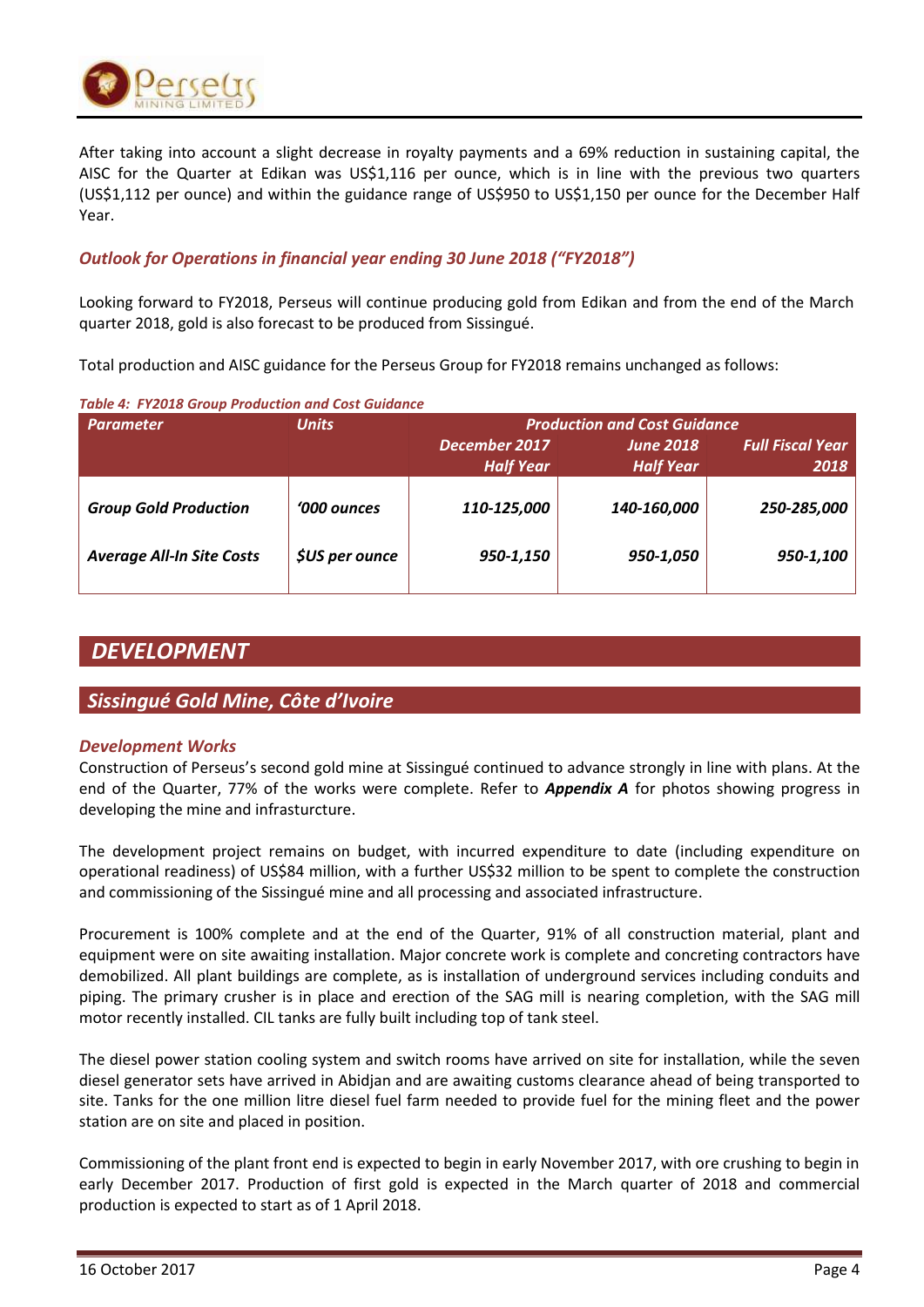After taking into account a slight decrease in royalty payments and a 69% reduction in sustaining capital, the AISC for the Quarter at Edikan was US$1,116 per ounce, which is in line with the previous two quarters (US$1,112 per ounce) and within the guidance range of US$950 to US$1,150 per ounce for the December Half Year.

### *Outlook for Operations in financial year ending 30 June 2018 ("FY2018")*

Looking forward to FY2018, Perseus will continue producing gold from Edikan and from the end of the March quarter 2018, gold is also forecast to be produced from Sissingué.

Total production and AISC guidance for the Perseus Group for FY2018 remains unchanged as follows:

*Table 4: FY2018 Group Production and Cost Guidance*

| *Parameter* | *Units* | *Production and Cost Guidance* | | |
|---|---|---|---|---|
| | | *December 2017 Half Year* | *June 2018 Half Year* | *Full Fiscal Year 2018* |
| ***Group Gold Production*** | ***'000 ounces*** | ***110-125,000*** | ***140-160,000*** | ***250-285,000*** |
| ***Average All-In Site Costs*** | ***$US per ounce*** | ***950-1,150*** | ***950-1,050*** | ***950-1,100*** |

## *DEVELOPMENT*

## *Sissingué Gold Mine, Côte d'Ivoire*

### *Development Works*

Construction of Perseus's second gold mine at Sissingué continued to advance strongly in line with plans. At the end of the Quarter, 77% of the works were complete. Refer to ***Appendix A*** for photos showing progress in developing the mine and infrasturcture.

The development project remains on budget, with incurred expenditure to date (including expenditure on operational readiness) of US$84 million, with a further US$32 million to be spent to complete the construction and commissioning of the Sissingué mine and all processing and associated infrastructure.

Procurement is 100% complete and at the end of the Quarter, 91% of all construction material, plant and equipment were on site awaiting installation. Major concrete work is complete and concreting contractors have demobilized. All plant buildings are complete, as is installation of underground services including conduits and piping. The primary crusher is in place and erection of the SAG mill is nearing completion, with the SAG mill motor recently installed. CIL tanks are fully built including top of tank steel.

The diesel power station cooling system and switch rooms have arrived on site for installation, while the seven diesel generator sets have arrived in Abidjan and are awaiting customs clearance ahead of being transported to site. Tanks for the one million litre diesel fuel farm needed to provide fuel for the mining fleet and the power station are on site and placed in position.

Commissioning of the plant front end is expected to begin in early November 2017, with ore crushing to begin in early December 2017. Production of first gold is expected in the March quarter of 2018 and commercial production is expected to start as of 1 April 2018.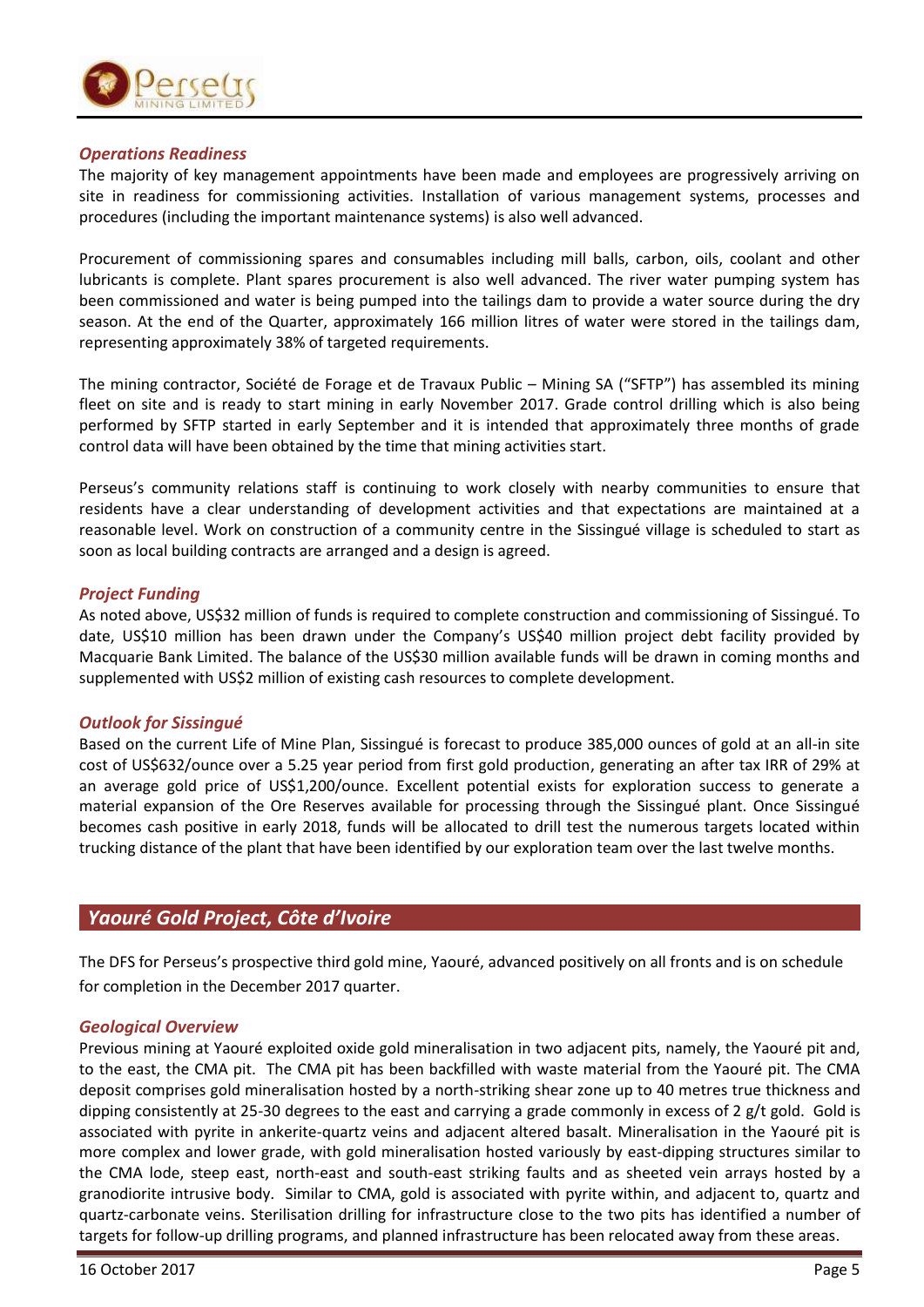### *Operations Readiness*

The majority of key management appointments have been made and employees are progressively arriving on site in readiness for commissioning activities. Installation of various management systems, processes and procedures (including the important maintenance systems) is also well advanced.

Procurement of commissioning spares and consumables including mill balls, carbon, oils, coolant and other lubricants is complete. Plant spares procurement is also well advanced. The river water pumping system has been commissioned and water is being pumped into the tailings dam to provide a water source during the dry season. At the end of the Quarter, approximately 166 million litres of water were stored in the tailings dam, representing approximately 38% of targeted requirements.

The mining contractor, Société de Forage et de Travaux Public – Mining SA ("SFTP") has assembled its mining fleet on site and is ready to start mining in early November 2017. Grade control drilling which is also being performed by SFTP started in early September and it is intended that approximately three months of grade control data will have been obtained by the time that mining activities start.

Perseus's community relations staff is continuing to work closely with nearby communities to ensure that residents have a clear understanding of development activities and that expectations are maintained at a reasonable level. Work on construction of a community centre in the Sissingué village is scheduled to start as soon as local building contracts are arranged and a design is agreed.

### *Project Funding*

As noted above, US$32 million of funds is required to complete construction and commissioning of Sissingué. To date, US$10 million has been drawn under the Company's US$40 million project debt facility provided by Macquarie Bank Limited. The balance of the US$30 million available funds will be drawn in coming months and supplemented with US$2 million of existing cash resources to complete development.

### *Outlook for Sissingué*

Based on the current Life of Mine Plan, Sissingué is forecast to produce 385,000 ounces of gold at an all-in site cost of US$632/ounce over a 5.25 year period from first gold production, generating an after tax IRR of 29% at an average gold price of US$1,200/ounce. Excellent potential exists for exploration success to generate a material expansion of the Ore Reserves available for processing through the Sissingué plant. Once Sissingué becomes cash positive in early 2018, funds will be allocated to drill test the numerous targets located within trucking distance of the plant that have been identified by our exploration team over the last twelve months.

## *Yaouré Gold Project, Côte d'Ivoire*

The DFS for Perseus's prospective third gold mine, Yaouré, advanced positively on all fronts and is on schedule for completion in the December 2017 quarter.

### *Geological Overview*

Previous mining at Yaouré exploited oxide gold mineralisation in two adjacent pits, namely, the Yaouré pit and, to the east, the CMA pit. The CMA pit has been backfilled with waste material from the Yaouré pit. The CMA deposit comprises gold mineralisation hosted by a north-striking shear zone up to 40 metres true thickness and dipping consistently at 25-30 degrees to the east and carrying a grade commonly in excess of 2 g/t gold. Gold is associated with pyrite in ankerite-quartz veins and adjacent altered basalt. Mineralisation in the Yaouré pit is more complex and lower grade, with gold mineralisation hosted variously by east-dipping structures similar to the CMA lode, steep east, north-east and south-east striking faults and as sheeted vein arrays hosted by a granodiorite intrusive body. Similar to CMA, gold is associated with pyrite within, and adjacent to, quartz and quartz-carbonate veins. Sterilisation drilling for infrastructure close to the two pits has identified a number of targets for follow-up drilling programs, and planned infrastructure has been relocated away from these areas.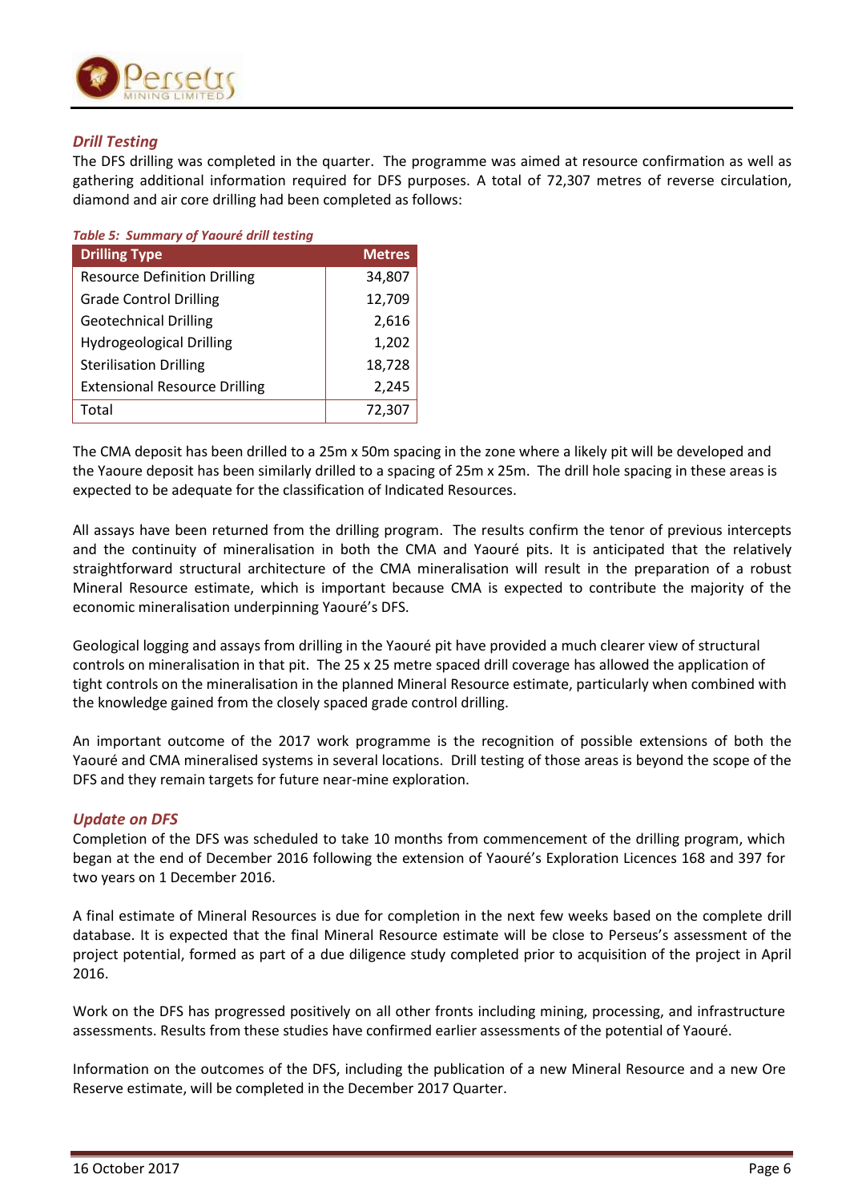### *Drill Testing*

The DFS drilling was completed in the quarter. The programme was aimed at resource confirmation as well as gathering additional information required for DFS purposes. A total of 72,307 metres of reverse circulation, diamond and air core drilling had been completed as follows:

*Table 5: Summary of Yaouré drill testing*

| Drilling Type | Metres |
|---|---:|
| Resource Definition Drilling | 34,807 |
| Grade Control Drilling | 12,709 |
| Geotechnical Drilling | 2,616 |
| Hydrogeological Drilling | 1,202 |
| Sterilisation Drilling | 18,728 |
| Extensional Resource Drilling | 2,245 |
| Total | 72,307 |

The CMA deposit has been drilled to a 25m x 50m spacing in the zone where a likely pit will be developed and the Yaoure deposit has been similarly drilled to a spacing of 25m x 25m. The drill hole spacing in these areas is expected to be adequate for the classification of Indicated Resources.

All assays have been returned from the drilling program. The results confirm the tenor of previous intercepts and the continuity of mineralisation in both the CMA and Yaouré pits. It is anticipated that the relatively straightforward structural architecture of the CMA mineralisation will result in the preparation of a robust Mineral Resource estimate, which is important because CMA is expected to contribute the majority of the economic mineralisation underpinning Yaouré's DFS.

Geological logging and assays from drilling in the Yaouré pit have provided a much clearer view of structural controls on mineralisation in that pit. The 25 x 25 metre spaced drill coverage has allowed the application of tight controls on the mineralisation in the planned Mineral Resource estimate, particularly when combined with the knowledge gained from the closely spaced grade control drilling.

An important outcome of the 2017 work programme is the recognition of possible extensions of both the Yaouré and CMA mineralised systems in several locations. Drill testing of those areas is beyond the scope of the DFS and they remain targets for future near-mine exploration.

### *Update on DFS*

Completion of the DFS was scheduled to take 10 months from commencement of the drilling program, which began at the end of December 2016 following the extension of Yaouré's Exploration Licences 168 and 397 for two years on 1 December 2016.

A final estimate of Mineral Resources is due for completion in the next few weeks based on the complete drill database. It is expected that the final Mineral Resource estimate will be close to Perseus's assessment of the project potential, formed as part of a due diligence study completed prior to acquisition of the project in April 2016.

Work on the DFS has progressed positively on all other fronts including mining, processing, and infrastructure assessments. Results from these studies have confirmed earlier assessments of the potential of Yaouré.

Information on the outcomes of the DFS, including the publication of a new Mineral Resource and a new Ore Reserve estimate, will be completed in the December 2017 Quarter.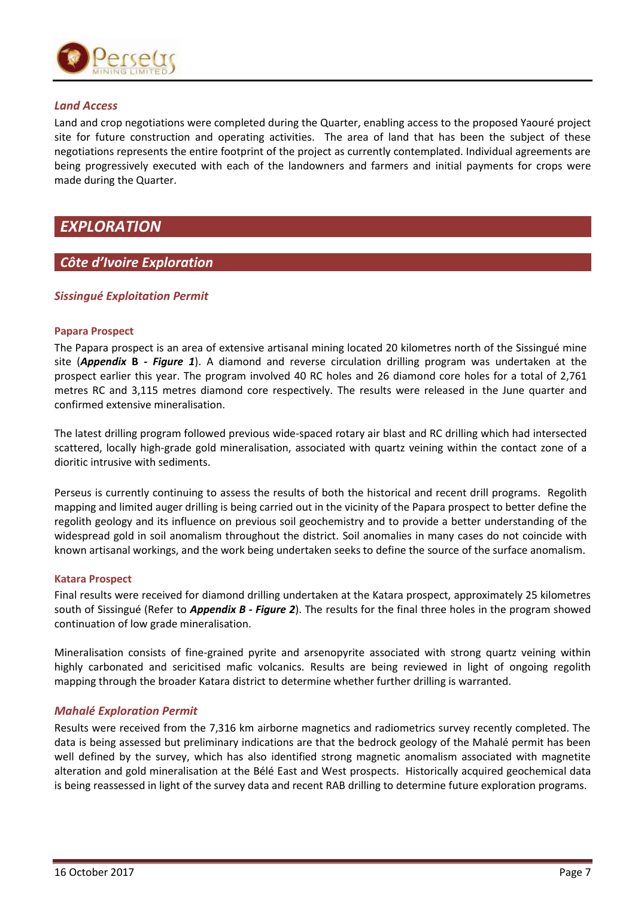### *Land Access*

Land and crop negotiations were completed during the Quarter, enabling access to the proposed Yaouré project site for future construction and operating activities. The area of land that has been the subject of these negotiations represents the entire footprint of the project as currently contemplated. Individual agreements are being progressively executed with each of the landowners and farmers and initial payments for crops were made during the Quarter.

# *EXPLORATION*

## *Côte d'Ivoire Exploration*

### *Sissingué Exploitation Permit*

#### Papara Prospect

The Papara prospect is an area of extensive artisanal mining located 20 kilometres north of the Sissingué mine site (***Appendix* B - *Figure 1***). A diamond and reverse circulation drilling program was undertaken at the prospect earlier this year. The program involved 40 RC holes and 26 diamond core holes for a total of 2,761 metres RC and 3,115 metres diamond core respectively. The results were released in the June quarter and confirmed extensive mineralisation.

The latest drilling program followed previous wide-spaced rotary air blast and RC drilling which had intersected scattered, locally high-grade gold mineralisation, associated with quartz veining within the contact zone of a dioritic intrusive with sediments.

Perseus is currently continuing to assess the results of both the historical and recent drill programs. Regolith mapping and limited auger drilling is being carried out in the vicinity of the Papara prospect to better define the regolith geology and its influence on previous soil geochemistry and to provide a better understanding of the widespread gold in soil anomalism throughout the district. Soil anomalies in many cases do not coincide with known artisanal workings, and the work being undertaken seeks to define the source of the surface anomalism.

#### Katara Prospect

Final results were received for diamond drilling undertaken at the Katara prospect, approximately 25 kilometres south of Sissingué (Refer to ***Appendix B - Figure 2***). The results for the final three holes in the program showed continuation of low grade mineralisation.

Mineralisation consists of fine-grained pyrite and arsenopyrite associated with strong quartz veining within highly carbonated and sericitised mafic volcanics. Results are being reviewed in light of ongoing regolith mapping through the broader Katara district to determine whether further drilling is warranted.

### *Mahalé Exploration Permit*

Results were received from the 7,316 km airborne magnetics and radiometrics survey recently completed. The data is being assessed but preliminary indications are that the bedrock geology of the Mahalé permit has been well defined by the survey, which has also identified strong magnetic anomalism associated with magnetite alteration and gold mineralisation at the Bélé East and West prospects. Historically acquired geochemical data is being reassessed in light of the survey data and recent RAB drilling to determine future exploration programs.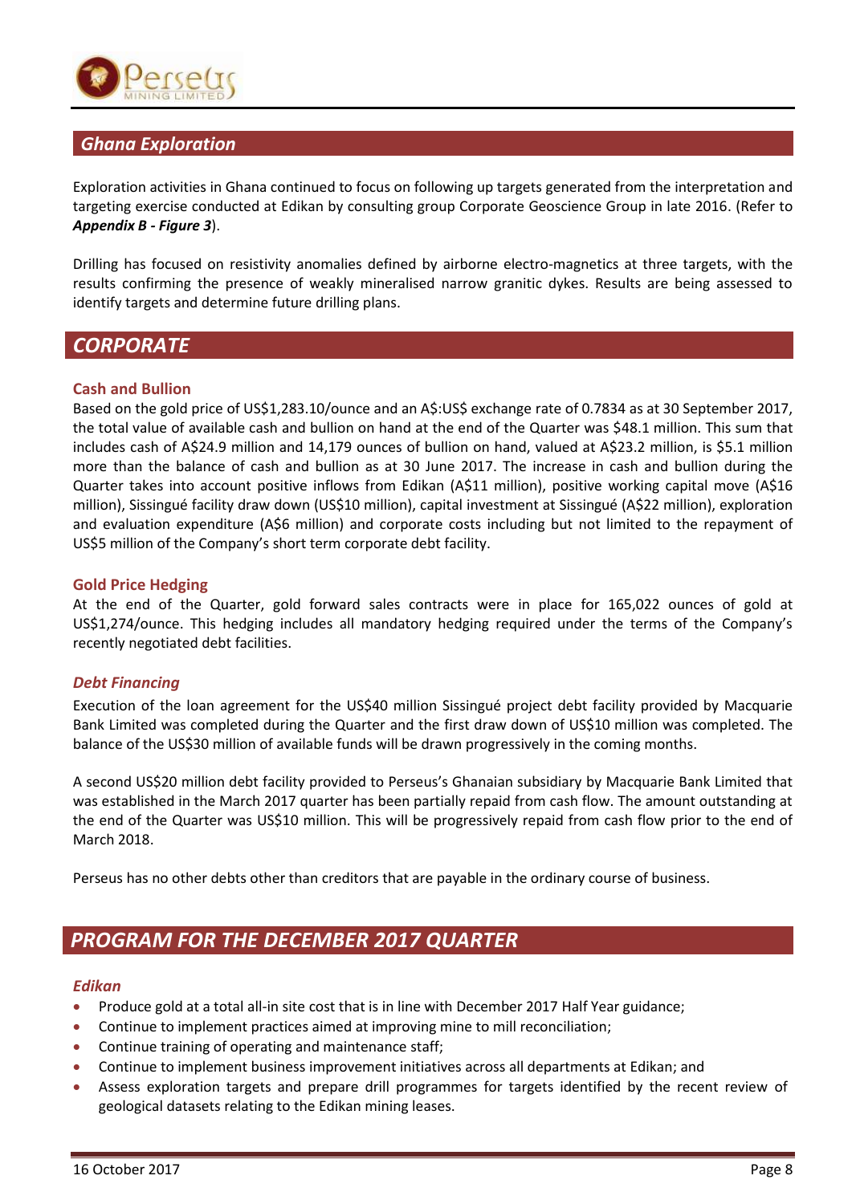## Ghana Exploration

Exploration activities in Ghana continued to focus on following up targets generated from the interpretation and targeting exercise conducted at Edikan by consulting group Corporate Geoscience Group in late 2016. (Refer to ***Appendix B - Figure 3***).

Drilling has focused on resistivity anomalies defined by airborne electro-magnetics at three targets, with the results confirming the presence of weakly mineralised narrow granitic dykes. Results are being assessed to identify targets and determine future drilling plans.

# CORPORATE

### Cash and Bullion

Based on the gold price of US$1,283.10/ounce and an A$:US$ exchange rate of 0.7834 as at 30 September 2017, the total value of available cash and bullion on hand at the end of the Quarter was $48.1 million. This sum that includes cash of A$24.9 million and 14,179 ounces of bullion on hand, valued at A$23.2 million, is $5.1 million more than the balance of cash and bullion as at 30 June 2017. The increase in cash and bullion during the Quarter takes into account positive inflows from Edikan (A$11 million), positive working capital move (A$16 million), Sissingué facility draw down (US$10 million), capital investment at Sissingué (A$22 million), exploration and evaluation expenditure (A$6 million) and corporate costs including but not limited to the repayment of US$5 million of the Company's short term corporate debt facility.

### Gold Price Hedging

At the end of the Quarter, gold forward sales contracts were in place for 165,022 ounces of gold at US$1,274/ounce. This hedging includes all mandatory hedging required under the terms of the Company's recently negotiated debt facilities.

### *Debt Financing*

Execution of the loan agreement for the US$40 million Sissingué project debt facility provided by Macquarie Bank Limited was completed during the Quarter and the first draw down of US$10 million was completed. The balance of the US$30 million of available funds will be drawn progressively in the coming months.

A second US$20 million debt facility provided to Perseus's Ghanaian subsidiary by Macquarie Bank Limited that was established in the March 2017 quarter has been partially repaid from cash flow. The amount outstanding at the end of the Quarter was US$10 million. This will be progressively repaid from cash flow prior to the end of March 2018.

Perseus has no other debts other than creditors that are payable in the ordinary course of business.

# PROGRAM FOR THE DECEMBER 2017 QUARTER

### *Edikan*

- Produce gold at a total all-in site cost that is in line with December 2017 Half Year guidance;
- Continue to implement practices aimed at improving mine to mill reconciliation;
- Continue training of operating and maintenance staff;
- Continue to implement business improvement initiatives across all departments at Edikan; and
- Assess exploration targets and prepare drill programmes for targets identified by the recent review of geological datasets relating to the Edikan mining leases.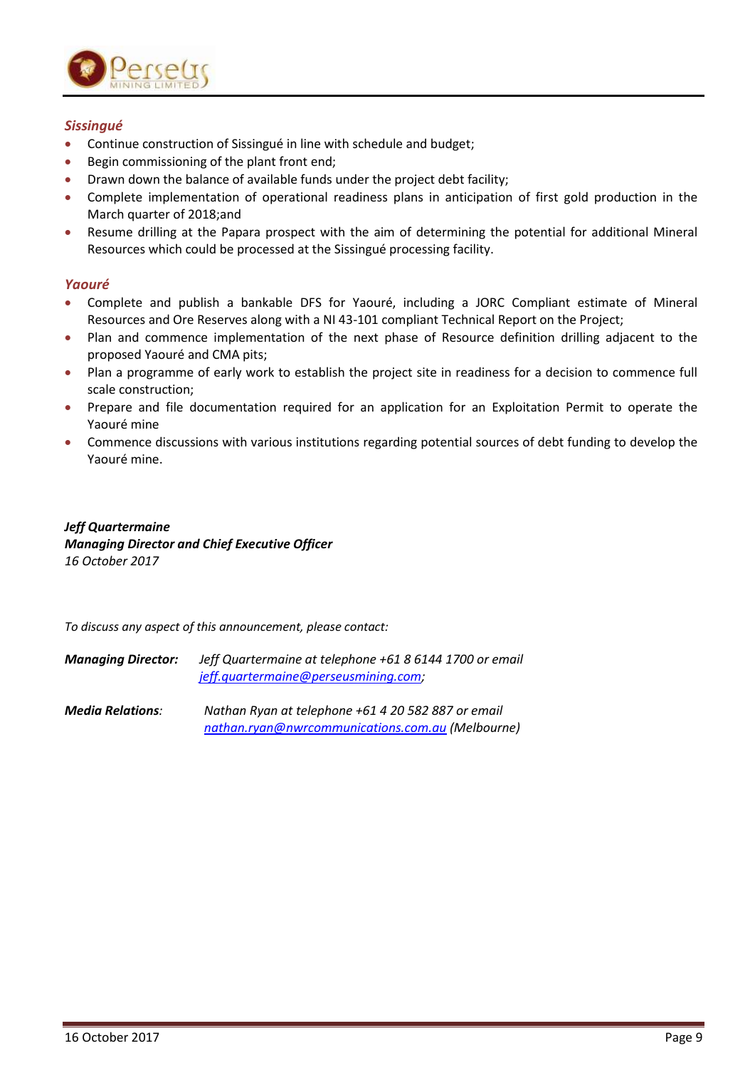### *Sissingué*

- Continue construction of Sissingué in line with schedule and budget;
- Begin commissioning of the plant front end;
- Drawn down the balance of available funds under the project debt facility;
- Complete implementation of operational readiness plans in anticipation of first gold production in the March quarter of 2018;and
- Resume drilling at the Papara prospect with the aim of determining the potential for additional Mineral Resources which could be processed at the Sissingué processing facility.

### *Yaouré*

- Complete and publish a bankable DFS for Yaouré, including a JORC Compliant estimate of Mineral Resources and Ore Reserves along with a NI 43-101 compliant Technical Report on the Project;
- Plan and commence implementation of the next phase of Resource definition drilling adjacent to the proposed Yaouré and CMA pits;
- Plan a programme of early work to establish the project site in readiness for a decision to commence full scale construction;
- Prepare and file documentation required for an application for an Exploitation Permit to operate the Yaouré mine
- Commence discussions with various institutions regarding potential sources of debt funding to develop the Yaouré mine.

***Jeff Quartermaine***
***Managing Director and Chief Executive Officer***
*16 October 2017*

*To discuss any aspect of this announcement, please contact:*

***Managing Director:*** *Jeff Quartermaine at telephone +61 8 6144 1700 or email jeff.quartermaine@perseusmining.com;*

***Media Relations:*** *Nathan Ryan at telephone +61 4 20 582 887 or email nathan.ryan@nwrcommunications.com.au (Melbourne)*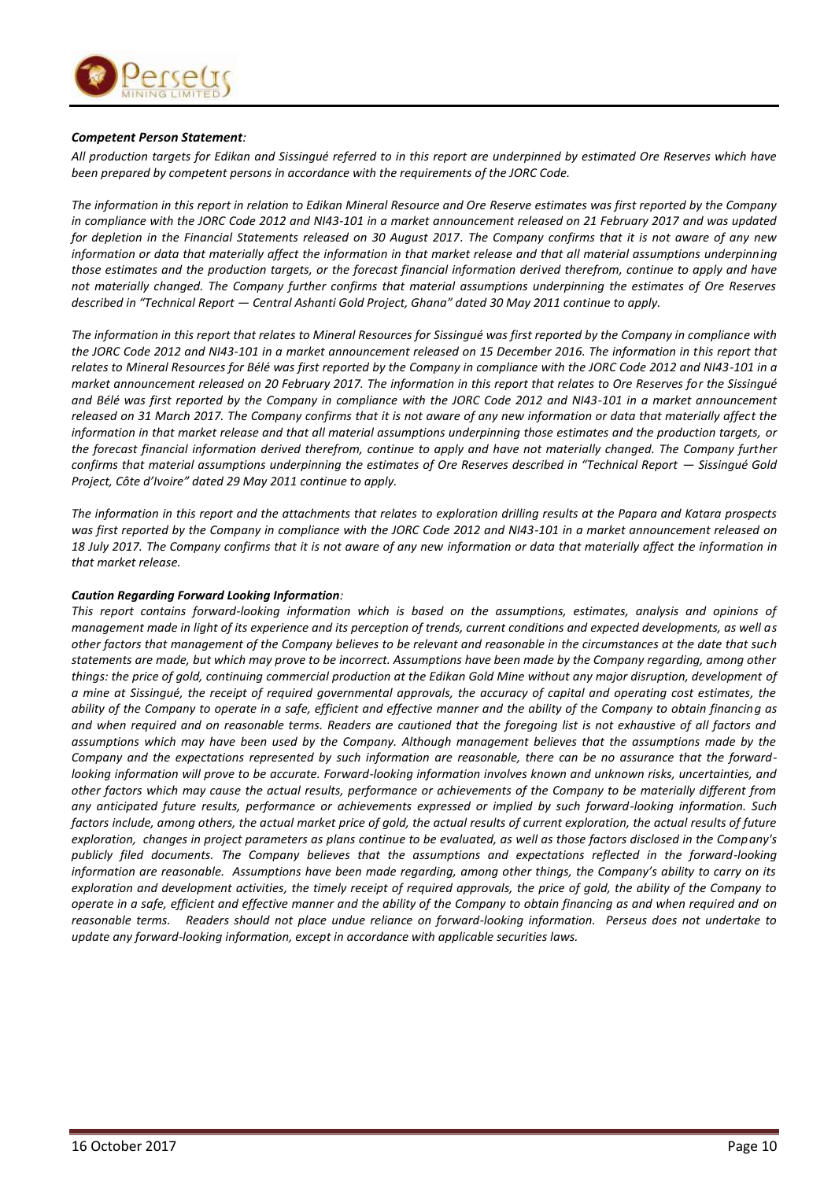***Competent Person Statement**:*

*All production targets for Edikan and Sissingué referred to in this report are underpinned by estimated Ore Reserves which have been prepared by competent persons in accordance with the requirements of the JORC Code.*

*The information in this report in relation to Edikan Mineral Resource and Ore Reserve estimates was first reported by the Company in compliance with the JORC Code 2012 and NI43-101 in a market announcement released on 21 February 2017 and was updated for depletion in the Financial Statements released on 30 August 2017. The Company confirms that it is not aware of any new information or data that materially affect the information in that market release and that all material assumptions underpinning those estimates and the production targets, or the forecast financial information derived therefrom, continue to apply and have not materially changed. The Company further confirms that material assumptions underpinning the estimates of Ore Reserves described in "Technical Report — Central Ashanti Gold Project, Ghana" dated 30 May 2011 continue to apply.*

*The information in this report that relates to Mineral Resources for Sissingué was first reported by the Company in compliance with the JORC Code 2012 and NI43-101 in a market announcement released on 15 December 2016. The information in this report that relates to Mineral Resources for Bélé was first reported by the Company in compliance with the JORC Code 2012 and NI43-101 in a market announcement released on 20 February 2017. The information in this report that relates to Ore Reserves for the Sissingué and Bélé was first reported by the Company in compliance with the JORC Code 2012 and NI43-101 in a market announcement released on 31 March 2017. The Company confirms that it is not aware of any new information or data that materially affect the information in that market release and that all material assumptions underpinning those estimates and the production targets, or the forecast financial information derived therefrom, continue to apply and have not materially changed. The Company further confirms that material assumptions underpinning the estimates of Ore Reserves described in "Technical Report — Sissingué Gold Project, Côte d'Ivoire" dated 29 May 2011 continue to apply.*

*The information in this report and the attachments that relates to exploration drilling results at the Papara and Katara prospects was first reported by the Company in compliance with the JORC Code 2012 and NI43-101 in a market announcement released on 18 July 2017. The Company confirms that it is not aware of any new information or data that materially affect the information in that market release.*

***Caution Regarding Forward Looking Information**:*

*This report contains forward-looking information which is based on the assumptions, estimates, analysis and opinions of management made in light of its experience and its perception of trends, current conditions and expected developments, as well as other factors that management of the Company believes to be relevant and reasonable in the circumstances at the date that such statements are made, but which may prove to be incorrect. Assumptions have been made by the Company regarding, among other things: the price of gold, continuing commercial production at the Edikan Gold Mine without any major disruption, development of a mine at Sissingué, the receipt of required governmental approvals, the accuracy of capital and operating cost estimates, the ability of the Company to operate in a safe, efficient and effective manner and the ability of the Company to obtain financing as and when required and on reasonable terms. Readers are cautioned that the foregoing list is not exhaustive of all factors and assumptions which may have been used by the Company. Although management believes that the assumptions made by the Company and the expectations represented by such information are reasonable, there can be no assurance that the forward-looking information will prove to be accurate. Forward-looking information involves known and unknown risks, uncertainties, and other factors which may cause the actual results, performance or achievements of the Company to be materially different from any anticipated future results, performance or achievements expressed or implied by such forward-looking information. Such factors include, among others, the actual market price of gold, the actual results of current exploration, the actual results of future exploration, changes in project parameters as plans continue to be evaluated, as well as those factors disclosed in the Company's publicly filed documents. The Company believes that the assumptions and expectations reflected in the forward-looking information are reasonable. Assumptions have been made regarding, among other things, the Company's ability to carry on its exploration and development activities, the timely receipt of required approvals, the price of gold, the ability of the Company to operate in a safe, efficient and effective manner and the ability of the Company to obtain financing as and when required and on reasonable terms. Readers should not place undue reliance on forward-looking information. Perseus does not undertake to update any forward-looking information, except in accordance with applicable securities laws.*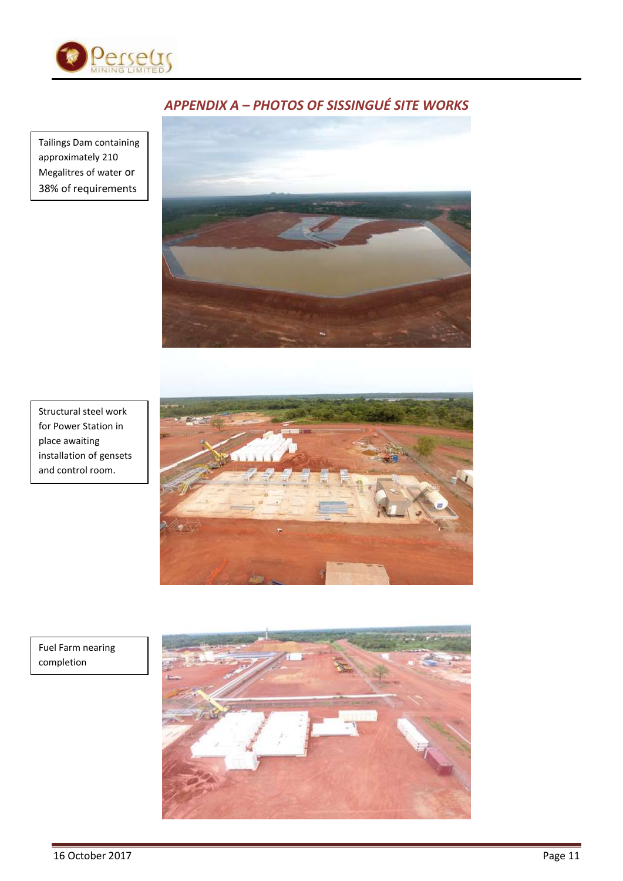## *APPENDIX A – PHOTOS OF SISSINGUÉ SITE WORKS*

Tailings Dam containing approximately 210 Megalitres of water or 38% of requirements

Structural steel work for Power Station in place awaiting installation of gensets and control room.

Fuel Farm nearing completion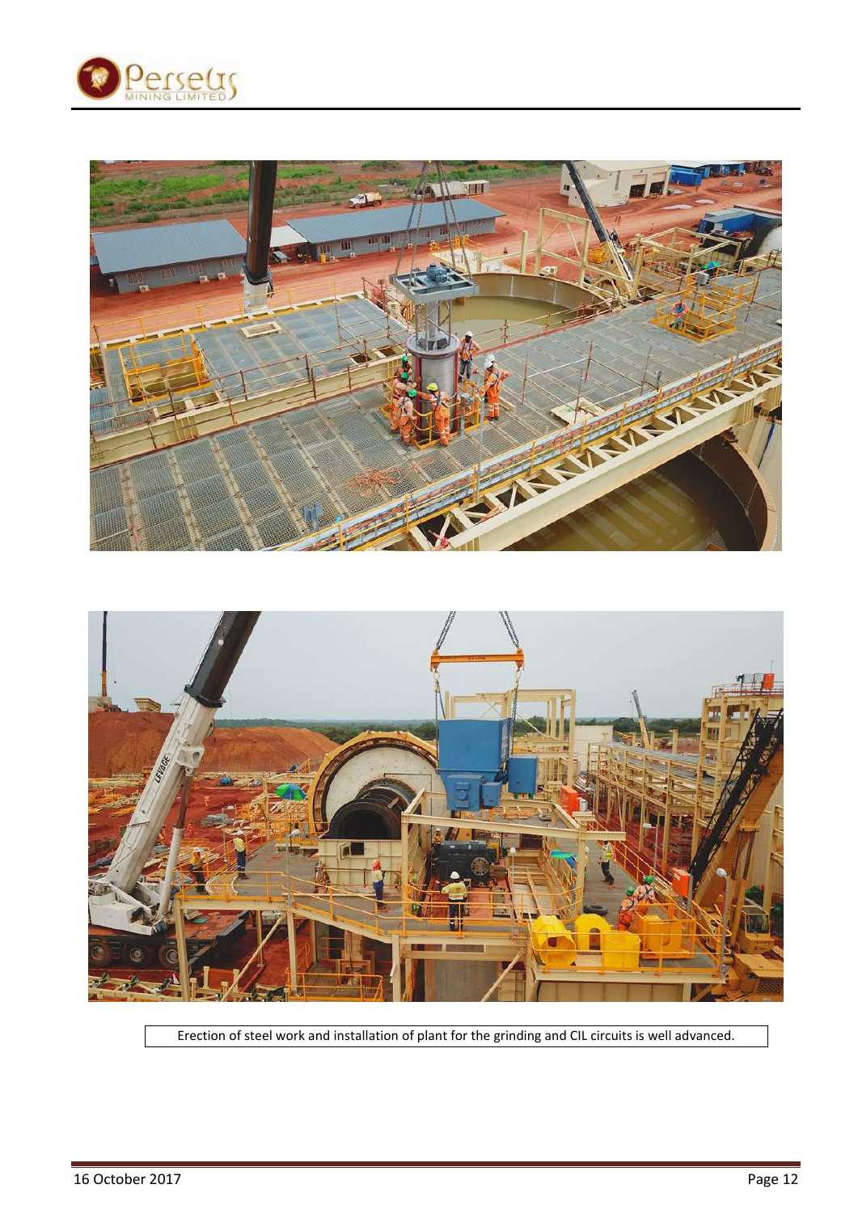Erection of steel work and installation of plant for the grinding and CIL circuits is well advanced.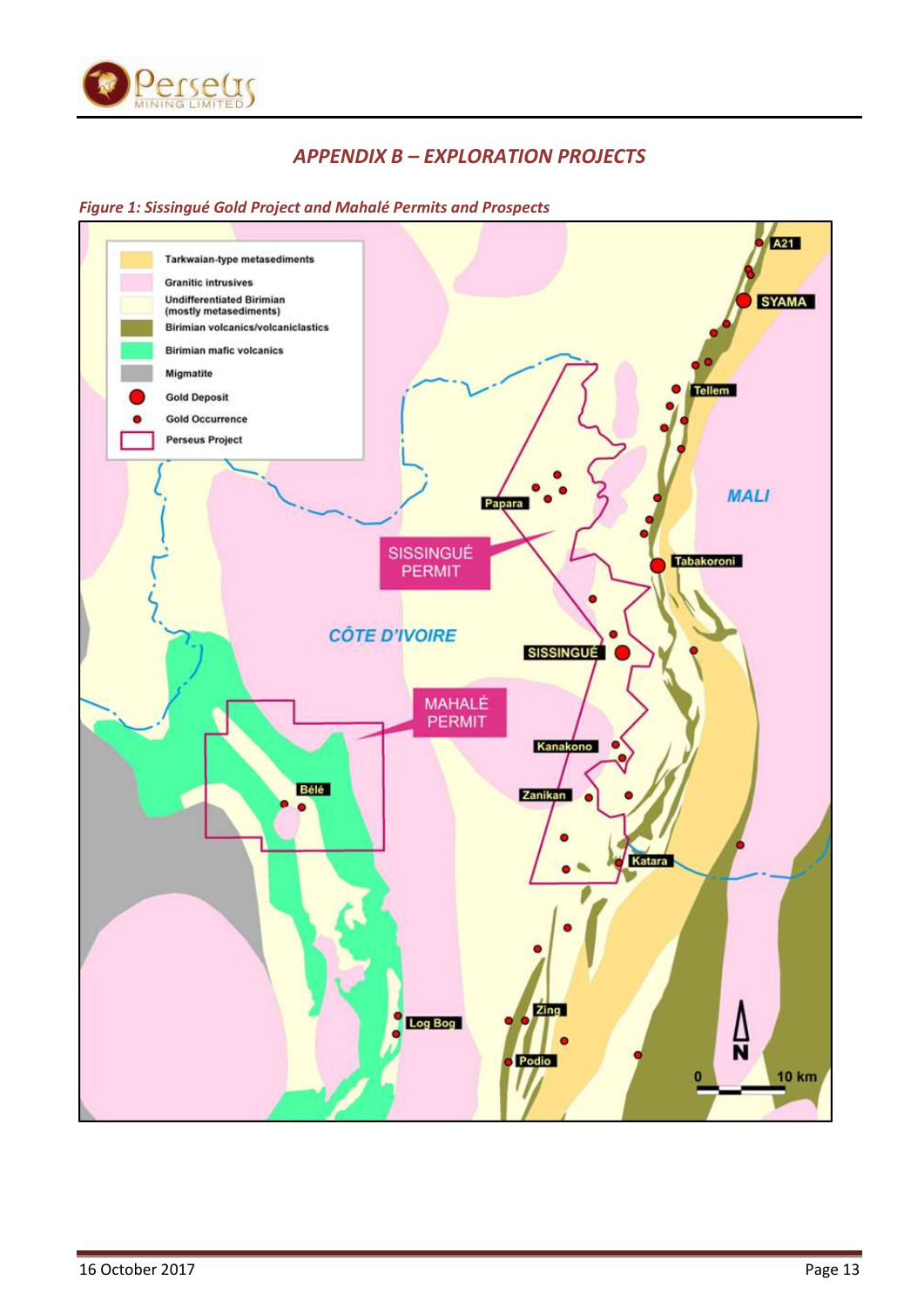## *APPENDIX B – EXPLORATION PROJECTS*

*Figure 1: Sissingué Gold Project and Mahalé Permits and Prospects*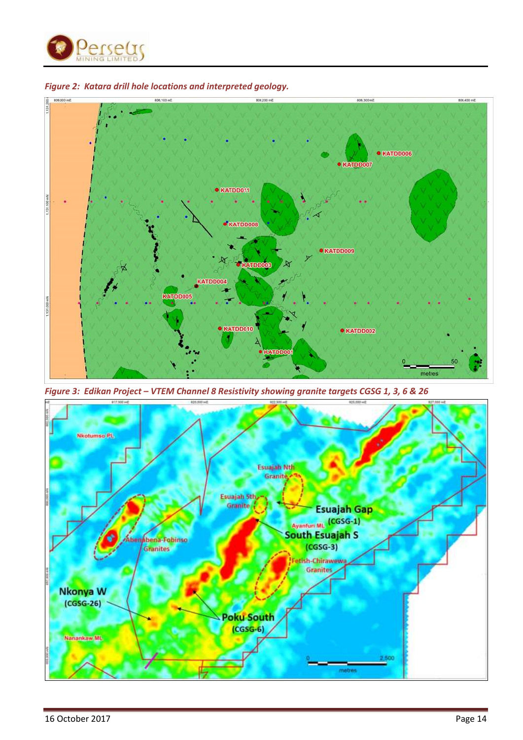*Figure 2: Katara drill hole locations and interpreted geology.*

806,000 mE
806,100 mE
806,200 mE
806,300 mE
806,400 mE
1,131,200 mN
1,131,100 mN
1,131,000 mN

KATDD006
KATDD007
KATDD011
KATDD008
KATDD009
KATDD003
KATDD004
KATDD005
KATDD010
KATDD002
KATDD001

0
50
metres

*Figure 3: Edikan Project – VTEM Channel 8 Resistivity showing granite targets CGSG 1, 3, 6 & 26*

Nkotumso PL
Esuajah Nth Granite
Esuajah Sth Granite
Esuajah Gap
(CGSG-1)
Ayanfuri ML
South Esuajah S
(CGSG-3)
Abenabena-Fobinso Granites
Fetish-Chirawewa Granites
Nkonya W
(CGSG-26)
Poku South
(CGSG-6)
Nanankaw ML

0
2,500
metres